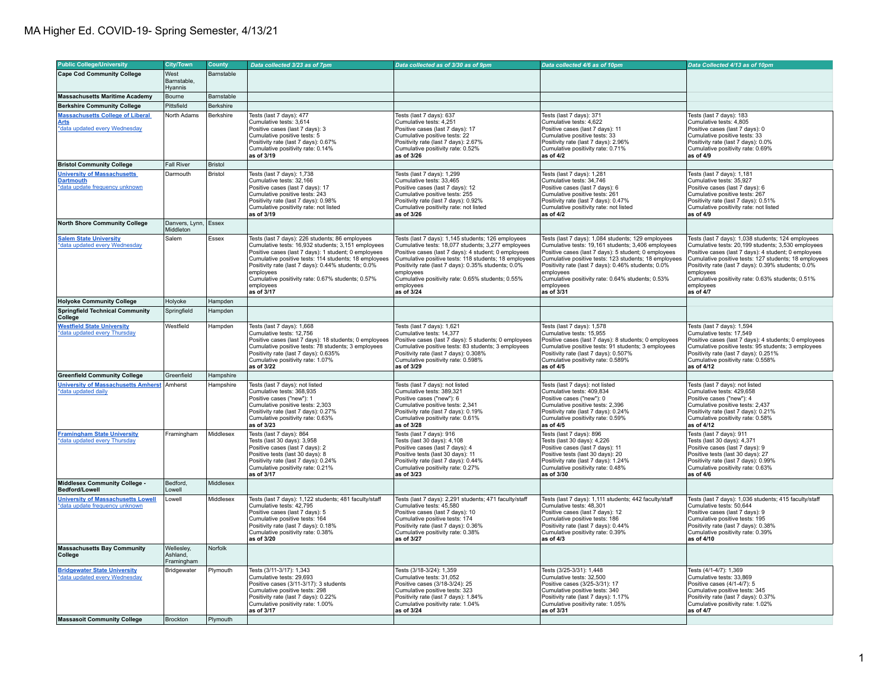# MA Higher Ed. COVID-19- Spring Semester, 4/13/21

| Public College/University | City/Town | County | Data collected 3/23 as of 7pm | Data collected as of 3/30 as of 9pm | Data collected 4/6 as of 10pm | Data Collected 4/13 as of 10pm |
|---|---|---|---|---|---|---|
| **Cape Cod Community College** | West Barnstable, Hyannis | Barnstable | | | | |
| **Massachusetts Maritime Academy** | Bourne | Barnstable | | | | |
| **Berkshire Community College** | Pittsfield | Berkshire | | | | |
| **Massachusetts College of Liberal Arts** *data updated every Wednesday | North Adams | Berkshire | Tests (last 7 days): 477<br>Cumulative tests: 3,614<br>Positive cases (last 7 days): 3<br>Cumulative positive tests: 5<br>Positivity rate (last 7 days): 0.67%<br>Cumulative positivity rate: 0.14%<br>**as of 3/19** | Tests (last 7 days): 637<br>Cumulative tests: 4,251<br>Positive cases (last 7 days): 17<br>Cumulative positive tests: 22<br>Positivity rate (last 7 days): 2.67%<br>Cumulative positivity rate: 0.52%<br>**as of 3/26** | Tests (last 7 days): 371<br>Cumulative tests: 4,622<br>Positive cases (last 7 days): 11<br>Cumulative positive tests: 33<br>Positivity rate (last 7 days): 2.96%<br>Cumulative positivity rate: 0.71%<br>**as of 4/2** | Tests (last 7 days): 183<br>Cumulative tests: 4,805<br>Positive cases (last 7 days): 0<br>Cumulative positive tests: 33<br>Positivity rate (last 7 days): 0.0%<br>Cumulative positivity rate: 0.69%<br>**as of 4/9** |
| **Bristol Community College** | Fall River | Bristol | | | | |
| **University of Massachusetts Dartmouth** *data update frequency unknown | Darmouth | Bristol | Tests (last 7 days): 1,738<br>Cumulative tests: 32,166<br>Positive cases (last 7 days): 17<br>Cumulative positive tests: 243<br>Positivity rate (last 7 days): 0.98%<br>Cumulative positivity rate: not listed<br>**as of 3/19** | Tests (last 7 days): 1,299<br>Cumulative tests: 33,465<br>Positive cases (last 7 days): 12<br>Cumulative positive tests: 255<br>Positivity rate (last 7 days): 0.92%<br>Cumulative positivity rate: not listed<br>**as of 3/26** | Tests (last 7 days): 1,281<br>Cumulative tests: 34,746<br>Positive cases (last 7 days): 6<br>Cumulative positive tests: 261<br>Positivity rate (last 7 days): 0.47%<br>Cumulative positivity rate: not listed<br>**as of 4/2** | Tests (last 7 days): 1,181<br>Cumulative tests: 35,927<br>Positive cases (last 7 days): 6<br>Cumulative positive tests: 267<br>Positivity rate (last 7 days): 0.51%<br>Cumulative positivity rate: not listed<br>**as of 4/9** |
| **North Shore Community College** | Danvers, Lynn, Middleton | Essex | | | | |
| **Salem State University** *data updated every Wednesday | Salem | Essex | Tests (last 7 days): 226 students; 86 employees<br>Cumulative tests: 16,932 students; 3,151 employees<br>Positive cases (last 7 days): 1 student; 0 employees<br>Cumulative positive tests: 114 students; 18 employees<br>Positivity rate (last 7 days): 0.44% students; 0.0% employees<br>Cumulative positivity rate: 0.67% students; 0.57% employees<br>**as of 3/17** | Tests (last 7 days): 1,145 students; 126 employees<br>Cumulative tests: 18,077 students; 3,277 employees<br>Positive cases (last 7 days): 4 student; 0 employees<br>Cumulative positive tests: 118 students; 18 employees<br>Positivity rate (last 7 days): 0.35% students; 0.0% employees<br>Cumulative positivity rate: 0.65% students; 0.55% employees<br>**as of 3/24** | Tests (last 7 days): 1,084 students; 129 employees<br>Cumulative tests: 19,161 students; 3,406 employees<br>Positive cases (last 7 days): 5 student; 0 employees<br>Cumulative positive tests: 123 students; 18 employees<br>Positivity rate (last 7 days): 0.46% students; 0.0% employees<br>Cumulative positivity rate: 0.64% students; 0.53% employees<br>**as of 3/31** | Tests (last 7 days): 1,038 students; 124 employees<br>Cumulative tests: 20,199 students; 3,530 employees<br>Positive cases (last 7 days): 4 student; 0 employees<br>Cumulative positive tests: 127 students; 18 employees<br>Positivity rate (last 7 days): 0.39% students; 0.0% employees<br>Cumulative positivity rate: 0.63% students; 0.51% employees<br>**as of 4/7** |
| **Holyoke Community College** | Holyoke | Hampden | | | | |
| **Springfield Technical Community College** | Springfield | Hampden | | | | |
| **Westfield State University** *data updated every Thursday | Westfield | Hampden | Tests (last 7 days): 1,668<br>Cumulative tests: 12,756<br>Positive cases (last 7 days): 18 students; 0 employees<br>Cumulative positive tests: 78 students; 3 employees<br>Positivity rate (last 7 days): 0.635%<br>Cumulative positivity rate: 1.07%<br>**as of 3/22** | Tests (last 7 days): 1,621<br>Cumulative tests: 14,377<br>Positive cases (last 7 days): 5 students; 0 employees<br>Cumulative positive tests: 83 students; 3 employees<br>Positivity rate (last 7 days): 0.308%<br>Cumulative positivity rate: 0.598%<br>**as of 3/29** | Tests (last 7 days): 1,578<br>Cumulative tests: 15,955<br>Positive cases (last 7 days): 8 students; 0 employees<br>Cumulative positive tests: 91 students; 3 employees<br>Positivity rate (last 7 days): 0.507%<br>Cumulative positivity rate: 0.589%<br>**as of 4/5** | Tests (last 7 days): 1,594<br>Cumulative tests: 17,549<br>Positive cases (last 7 days): 4 students; 0 employees<br>Cumulative positive tests: 95 students; 3 employees<br>Positivity rate (last 7 days): 0.251%<br>Cumulative positivity rate: 0.558%<br>**as of 4/12** |
| **Greenfield Community College** | Greenfield | Hampshire | | | | |
| **University of Massachusetts Amherst** *data updated daily | Amherst | Hampshire | Tests (last 7 days): not listed<br>Cumulative tests: 368,935<br>Positive cases ("new"): 1<br>Cumulative positive tests: 2,303<br>Positivity rate (last 7 days): 0.27%<br>Cumulative positivity rate: 0.63%<br>**as of 3/23** | Tests (last 7 days): not listed<br>Cumulative tests: 389,321<br>Positive cases ("new"): 6<br>Cumulative positive tests: 2,341<br>Positivity rate (last 7 days): 0.19%<br>Cumulative positivity rate: 0.61%<br>**as of 3/28** | Tests (last 7 days): not listed<br>Cumulative tests: 409,834<br>Positive cases ("new"): 0<br>Cumulative positive tests: 2,396<br>Positivity rate (last 7 days): 0.24%<br>Cumulative positivity rate: 0.59%<br>**as of 4/5** | Tests (last 7 days): not listed<br>Cumulative tests: 429,658<br>Positive cases ("new"): 4<br>Cumulative positive tests: 2,437<br>Positivity rate (last 7 days): 0.21%<br>Cumulative positivity rate: 0.58%<br>**as of 4/12** |
| **Framingham State University** *data updated every Thursday | Framingham | Middlesex | Tests (last 7 days): 864<br>Tests (last 30 days): 3,958<br>Positive cases (last 7 days): 2<br>Positive tests (last 30 days): 8<br>Positivity rate (last 7 days): 0.24%<br>Cumulative positivity rate: 0.21%<br>**as of 3/17** | Tests (last 7 days): 916<br>Tests (last 30 days): 4,108<br>Positive cases (last 7 days): 4<br>Positive tests (last 30 days): 11<br>Positivity rate (last 7 days): 0.44%<br>Cumulative positivity rate: 0.27%<br>**as of 3/23** | Tests (last 7 days): 896<br>Tests (last 30 days): 4,226<br>Positive cases (last 7 days): 11<br>Positive tests (last 30 days): 20<br>Positivity rate (last 7 days): 1.24%<br>Cumulative positivity rate: 0.48%<br>**as of 3/30** | Tests (last 7 days): 911<br>Tests (last 30 days): 4,371<br>Positive cases (last 7 days): 9<br>Positive tests (last 30 days): 27<br>Positivity rate (last 7 days): 0.99%<br>Cumulative positivity rate: 0.63%<br>**as of 4/6** |
| **Middlesex Community College - Bedford/Lowell** | Bedford, Lowell | Middlesex | | | | |
| **University of Massachusetts Lowell** *data update frequency unknown | Lowell | Middlesex | Tests (last 7 days): 1,122 students; 481 faculty/staff<br>Cumulative tests: 42,795<br>Positive cases (last 7 days): 5<br>Cumulative positive tests: 164<br>Positivity rate (last 7 days): 0.18%<br>Cumulative positivity rate: 0.38%<br>**as of 3/20** | Tests (last 7 days): 2,291 students; 471 faculty/staff<br>Cumulative tests: 45,580<br>Positive cases (last 7 days): 10<br>Cumulative positive tests: 174<br>Positivity rate (last 7 days): 0.36%<br>Cumulative positivity rate: 0.38%<br>**as of 3/27** | Tests (last 7 days): 1,111 students; 442 faculty/staff<br>Cumulative tests: 48,301<br>Positive cases (last 7 days): 12<br>Cumulative positive tests: 186<br>Positivity rate (last 7 days): 0.44%<br>Cumulative positivity rate: 0.39%<br>**as of 4/3** | Tests (last 7 days): 1,036 students; 415 faculty/staff<br>Cumulative tests: 50,644<br>Positive cases (last 7 days): 9<br>Cumulative positive tests: 195<br>Positivity rate (last 7 days): 0.38%<br>Cumulative positivity rate: 0.39%<br>**as of 4/10** |
| **Massachusetts Bay Community College** | Wellesley, Ashland, Framingham | Norfolk | | | | |
| **Bridgewater State University** *data updated every Wednesday | Bridgewater | Plymouth | Tests (3/11-3/17): 1,343<br>Cumulative tests: 29,693<br>Positive cases (3/11-3/17): 3 students<br>Cumulative positive tests: 298<br>Positivity rate (last 7 days): 0.22%<br>Cumulative positivity rate: 1.00%<br>**as of 3/17** | Tests (3/18-3/24): 1,359<br>Cumulative tests: 31,052<br>Positive cases (3/18-3/24): 25<br>Cumulative positive tests: 323<br>Positivity rate (last 7 days): 1.84%<br>Cumulative positivity rate: 1.04%<br>**as of 3/24** | Tests (3/25-3/31): 1,448<br>Cumulative tests: 32,500<br>Positive cases (3/25-3/31): 17<br>Cumulative positive tests: 340<br>Positivity rate (last 7 days): 1.17%<br>Cumulative positivity rate: 1.05%<br>**as of 3/31** | Tests (4/1-4/7): 1,369<br>Cumulative tests: 33,869<br>Positive cases (4/1-4/7): 5<br>Cumulative positive tests: 345<br>Positivity rate (last 7 days): 0.37%<br>Cumulative positivity rate: 1.02%<br>**as of 4/7** |
| **Massasoit Community College** | Brockton | Plymouth | | | | |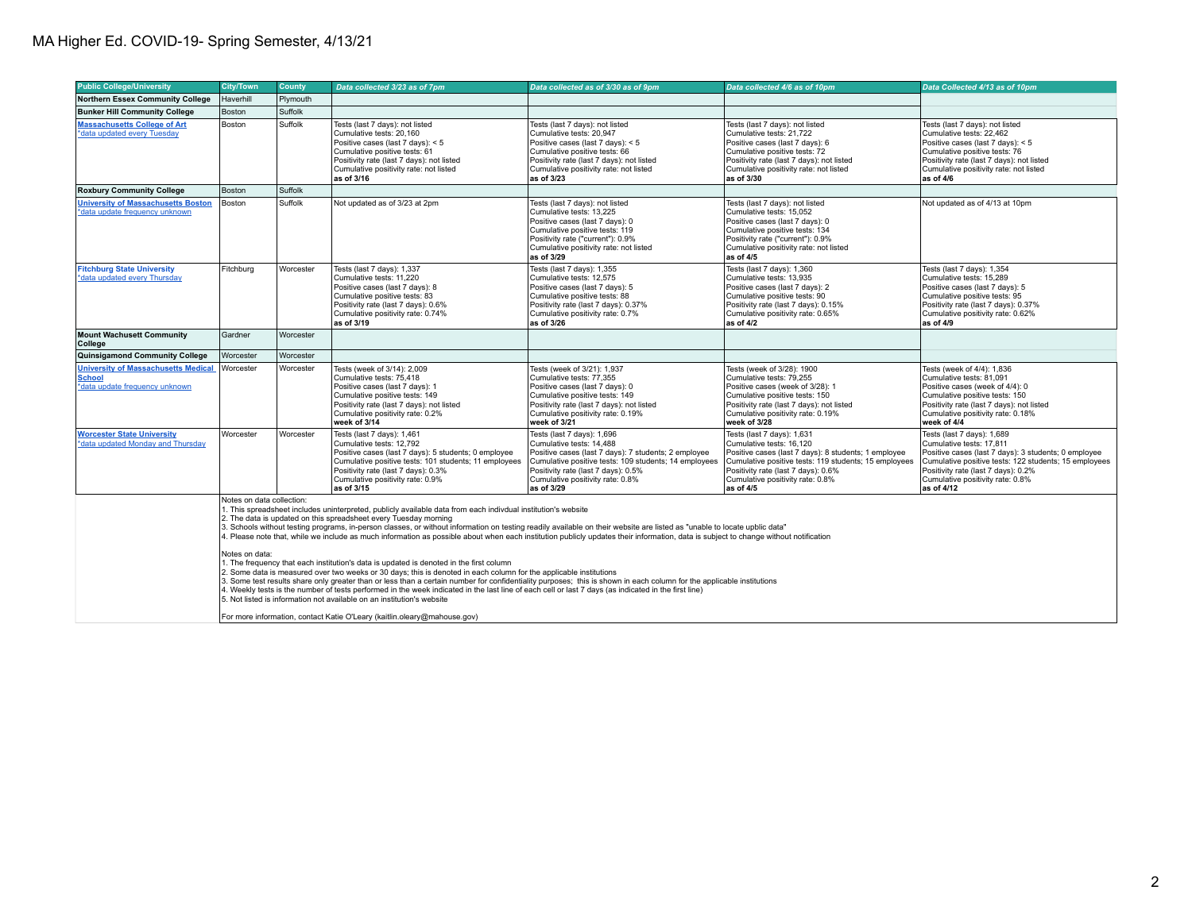# MA Higher Ed. COVID-19- Spring Semester, 4/13/21

| Public College/University | City/Town | County | Data collected 3/23 as of 7pm | Data collected as of 3/30 as of 9pm | Data collected 4/6 as of 10pm | Data Collected 4/13 as of 10pm |
|---|---|---|---|---|---|---|
| **Northern Essex Community College** | Haverhill | Plymouth | | | | |
| **Bunker Hill Community College** | Boston | Suffolk | | | | |
| **Massachusetts College of Art** *data updated every Tuesday | Boston | Suffolk | Tests (last 7 days): not listed<br>Cumulative tests: 20,160<br>Positive cases (last 7 days): < 5<br>Cumulative positive tests: 61<br>Positivity rate (last 7 days): not listed<br>Cumulative positivity rate: not listed<br>**as of 3/16** | Tests (last 7 days): not listed<br>Cumulative tests: 20,947<br>Positive cases (last 7 days): < 5<br>Cumulative positive tests: 66<br>Positivity rate (last 7 days): not listed<br>Cumulative positivity rate: not listed<br>**as of 3/23** | Tests (last 7 days): not listed<br>Cumulative tests: 21,722<br>Positive cases (last 7 days): 6<br>Cumulative positive tests: 72<br>Positivity rate (last 7 days): not listed<br>Cumulative positivity rate: not listed<br>**as of 3/30** | Tests (last 7 days): not listed<br>Cumulative tests: 22,462<br>Positive cases (last 7 days): < 5<br>Cumulative positive tests: 76<br>Positivity rate (last 7 days): not listed<br>Cumulative positivity rate: not listed<br>**as of 4/6** |
| **Roxbury Community College** | Boston | Suffolk | | | | |
| **University of Massachusetts Boston** *data update frequency unknown | Boston | Suffolk | Not updated as of 3/23 at 2pm | Tests (last 7 days): not listed<br>Cumulative tests: 13,225<br>Positive cases (last 7 days): 0<br>Cumulative positive tests: 119<br>Positivity rate ("current"): 0.9%<br>Cumulative positivity rate: not listed<br>**as of 3/29** | Tests (last 7 days): not listed<br>Cumulative tests: 15,052<br>Positive cases (last 7 days): 0<br>Cumulative positive tests: 134<br>Positivity rate ("current"): 0.9%<br>Cumulative positivity rate: not listed<br>**as of 4/5** | Not updated as of 4/13 at 10pm |
| **Fitchburg State University** *data updated every Thursday | Fitchburg | Worcester | Tests (last 7 days): 1,337<br>Cumulative tests: 11,220<br>Positive cases (last 7 days): 8<br>Cumulative positive tests: 83<br>Positivity rate (last 7 days): 0.6%<br>Cumulative positivity rate: 0.74%<br>**as of 3/19** | Tests (last 7 days): 1,355<br>Cumulative tests: 12,575<br>Positive cases (last 7 days): 5<br>Cumulative positive tests: 88<br>Positivity rate (last 7 days): 0.37%<br>Cumulative positivity rate: 0.7%<br>**as of 3/26** | Tests (last 7 days): 1,360<br>Cumulative tests: 13,935<br>Positive cases (last 7 days): 2<br>Cumulative positive tests: 90<br>Positivity rate (last 7 days): 0.15%<br>Cumulative positivity rate: 0.65%<br>**as of 4/2** | Tests (last 7 days): 1,354<br>Cumulative tests: 15,289<br>Positive cases (last 7 days): 5<br>Cumulative positive tests: 95<br>Positivity rate (last 7 days): 0.37%<br>Cumulative positivity rate: 0.62%<br>**as of 4/9** |
| **Mount Wachusett Community College** | Gardner | Worcester | | | | |
| **Quinsigamond Community College** | Worcester | Worcester | | | | |
| **University of Massachusetts Medical School** *data update frequency unknown | Worcester | Worcester | Tests (week of 3/14): 2,009<br>Cumulative tests: 75,418<br>Positive cases (last 7 days): 1<br>Cumulative positive tests: 149<br>Positivity rate (last 7 days): not listed<br>Cumulative positivity rate: 0.2%<br>**week of 3/14** | Tests (week of 3/21): 1,937<br>Cumulative tests: 77,355<br>Positive cases (last 7 days): 0<br>Cumulative positive tests: 149<br>Positivity rate (last 7 days): not listed<br>Cumulative positivity rate: 0.19%<br>**week of 3/21** | Tests (week of 3/28): 1900<br>Cumulative tests: 79,255<br>Positive cases (week of 3/28): 1<br>Cumulative positive tests: 150<br>Positivity rate (last 7 days): not listed<br>Cumulative positivity rate: 0.19%<br>**week of 3/28** | Tests (week of 4/4): 1,836<br>Cumulative tests: 81,091<br>Positive cases (week of 4/4): 0<br>Cumulative positive tests: 150<br>Positivity rate (last 7 days): not listed<br>Cumulative positivity rate: 0.18%<br>**week of 4/4** |
| **Worcester State University** *data updated Monday and Thursday | Worcester | Worcester | Tests (last 7 days): 1,461<br>Cumulative tests: 12,792<br>Positive cases (last 7 days): 5 students; 0 employee<br>Cumulative positive tests: 101 students; 11 employees<br>Positivity rate (last 7 days): 0.3%<br>Cumulative positivity rate: 0.9%<br>**as of 3/15** | Tests (last 7 days): 1,696<br>Cumulative tests: 14,488<br>Positive cases (last 7 days): 7 students; 2 employee<br>Cumulative positive tests: 109 students; 14 employees<br>Positivity rate (last 7 days): 0.5%<br>Cumulative positivity rate: 0.8%<br>**as of 3/29** | Tests (last 7 days): 1,631<br>Cumulative tests: 16,120<br>Positive cases (last 7 days): 8 students; 1 employee<br>Cumulative positive tests: 119 students; 15 employees<br>Positivity rate (last 7 days): 0.6%<br>Cumulative positivity rate: 0.8%<br>**as of 4/5** | Tests (last 7 days): 1,689<br>Cumulative tests: 17,811<br>Positive cases (last 7 days): 3 students; 0 employee<br>Cumulative positive tests: 122 students; 15 employees<br>Positivity rate (last 7 days): 0.2%<br>Cumulative positivity rate: 0.8%<br>**as of 4/12** |

Notes on data collection:
1. This spreadsheet includes uninterpreted, publicly available data from each indivdual institution's website
2. The data is updated on this spreadsheet every Tuesday morning
3. Schools without testing programs, in-person classes, or without information on testing readily available on their website are listed as "unable to locate upblic data"
4. Please note that, while we include as much information as possible about when each institution publicly updates their information, data is subject to change without notification

Notes on data:
1. The frequency that each institution's data is updated is denoted in the first column
2. Some data is measured over two weeks or 30 days; this is denoted in each column for the applicable institutions
3. Some test results share only greater than or less than a certain number for confidentiality purposes; this is shown in each column for the applicable institutions
4. Weekly tests is the number of tests performed in the week indicated in the last line of each cell or last 7 days (as indicated in the first line)
5. Not listed is information not available on an institution's website

For more information, contact Katie O'Leary (kaitlin.oleary@mahouse.gov)